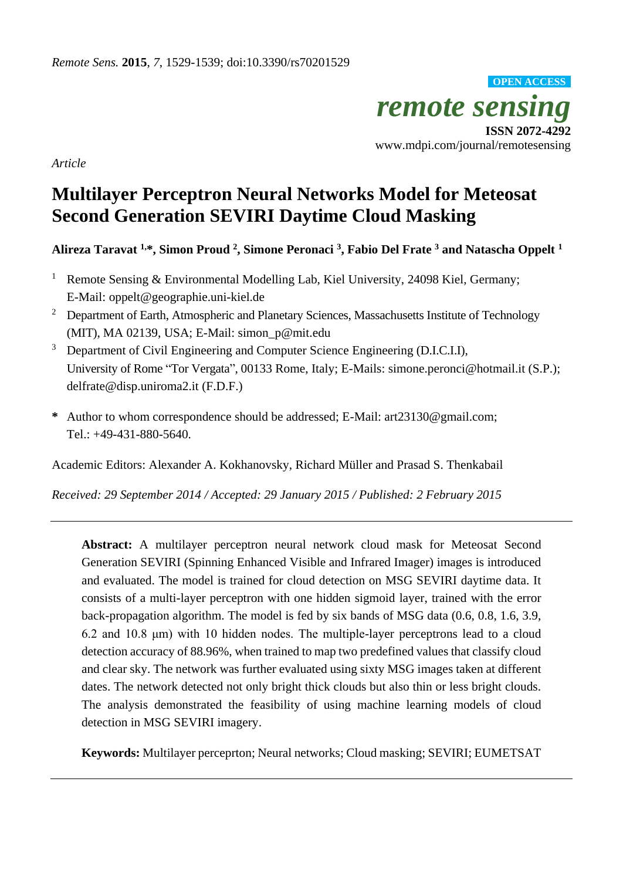*Article*

# Multilayer Perceptron Neural Networks Model for Meteosat Second Generation SEVIRI Daytime Cloud Masking

**Alireza Taravat [1,*], Simon Proud [2], Simone Peronaci [3], Fabio Del Frate [3] and Natascha Oppelt [1]**

[1] Remote Sensing & Environmental Modelling Lab, Kiel University, 24098 Kiel, Germany; E-Mail: oppelt@geographie.uni-kiel.de

[2] Department of Earth, Atmospheric and Planetary Sciences, Massachusetts Institute of Technology (MIT), MA 02139, USA; E-Mail: simon_p@mit.edu

[3] Department of Civil Engineering and Computer Science Engineering (D.I.C.I.I), University of Rome "Tor Vergata", 00133 Rome, Italy; E-Mails: simone.peronci@hotmail.it (S.P.); delfrate@disp.uniroma2.it (F.D.F.)

\* Author to whom correspondence should be addressed; E-Mail: art23130@gmail.com; Tel.: +49-431-880-5640.

Academic Editors: Alexander A. Kokhanovsky, Richard Müller and Prasad S. Thenkabail

*Received: 29 September 2014 / Accepted: 29 January 2015 / Published: 2 February 2015*

---

**Abstract:** A multilayer perceptron neural network cloud mask for Meteosat Second Generation SEVIRI (Spinning Enhanced Visible and Infrared Imager) images is introduced and evaluated. The model is trained for cloud detection on MSG SEVIRI daytime data. It consists of a multi-layer perceptron with one hidden sigmoid layer, trained with the error back-propagation algorithm. The model is fed by six bands of MSG data (0.6, 0.8, 1.6, 3.9, 6.2 and 10.8 μm) with 10 hidden nodes. The multiple-layer perceptrons lead to a cloud detection accuracy of 88.96%, when trained to map two predefined values that classify cloud and clear sky. The network was further evaluated using sixty MSG images taken at different dates. The network detected not only bright thick clouds but also thin or less bright clouds. The analysis demonstrated the feasibility of using machine learning models of cloud detection in MSG SEVIRI imagery.

**Keywords:** Multilayer perceprton; Neural networks; Cloud masking; SEVIRI; EUMETSAT

---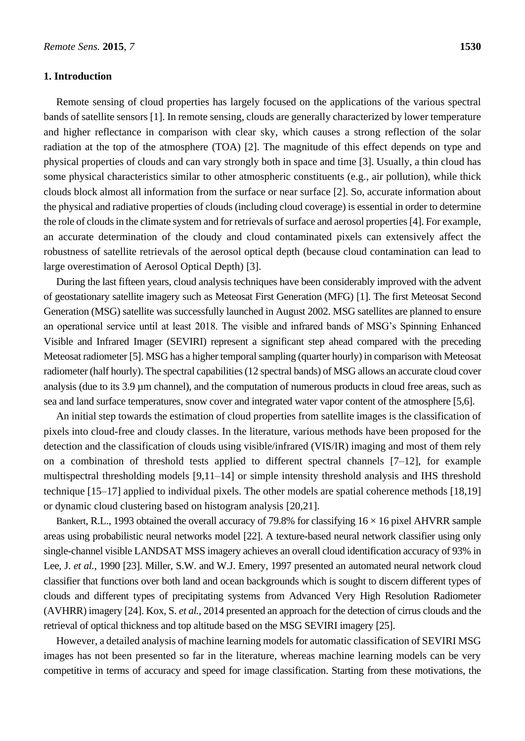## 1. Introduction

Remote sensing of cloud properties has largely focused on the applications of the various spectral bands of satellite sensors [1]. In remote sensing, clouds are generally characterized by lower temperature and higher reflectance in comparison with clear sky, which causes a strong reflection of the solar radiation at the top of the atmosphere (TOA) [2]. The magnitude of this effect depends on type and physical properties of clouds and can vary strongly both in space and time [3]. Usually, a thin cloud has some physical characteristics similar to other atmospheric constituents (e.g., air pollution), while thick clouds block almost all information from the surface or near surface [2]. So, accurate information about the physical and radiative properties of clouds (including cloud coverage) is essential in order to determine the role of clouds in the climate system and for retrievals of surface and aerosol properties [4]. For example, an accurate determination of the cloudy and cloud contaminated pixels can extensively affect the robustness of satellite retrievals of the aerosol optical depth (because cloud contamination can lead to large overestimation of Aerosol Optical Depth) [3].

During the last fifteen years, cloud analysis techniques have been considerably improved with the advent of geostationary satellite imagery such as Meteosat First Generation (MFG) [1]. The first Meteosat Second Generation (MSG) satellite was successfully launched in August 2002. MSG satellites are planned to ensure an operational service until at least 2018. The visible and infrared bands of MSG's Spinning Enhanced Visible and Infrared Imager (SEVIRI) represent a significant step ahead compared with the preceding Meteosat radiometer [5]. MSG has a higher temporal sampling (quarter hourly) in comparison with Meteosat radiometer (half hourly). The spectral capabilities (12 spectral bands) of MSG allows an accurate cloud cover analysis (due to its 3.9 µm channel), and the computation of numerous products in cloud free areas, such as sea and land surface temperatures, snow cover and integrated water vapor content of the atmosphere [5,6].

An initial step towards the estimation of cloud properties from satellite images is the classification of pixels into cloud-free and cloudy classes. In the literature, various methods have been proposed for the detection and the classification of clouds using visible/infrared (VIS/IR) imaging and most of them rely on a combination of threshold tests applied to different spectral channels [7–12], for example multispectral thresholding models [9,11–14] or simple intensity threshold analysis and IHS threshold technique [15–17] applied to individual pixels. The other models are spatial coherence methods [18,19] or dynamic cloud clustering based on histogram analysis [20,21].

Bankert, R.L., 1993 obtained the overall accuracy of 79.8% for classifying $16 \times 16$ pixel AHVRR sample areas using probabilistic neural networks model [22]. A texture-based neural network classifier using only single-channel visible LANDSAT MSS imagery achieves an overall cloud identification accuracy of 93% in Lee, J. *et al.*, 1990 [23]. Miller, S.W. and W.J. Emery, 1997 presented an automated neural network cloud classifier that functions over both land and ocean backgrounds which is sought to discern different types of clouds and different types of precipitating systems from Advanced Very High Resolution Radiometer (AVHRR) imagery [24]. Kox, S. *et al.*, 2014 presented an approach for the detection of cirrus clouds and the retrieval of optical thickness and top altitude based on the MSG SEVIRI imagery [25].

However, a detailed analysis of machine learning models for automatic classification of SEVIRI MSG images has not been presented so far in the literature, whereas machine learning models can be very competitive in terms of accuracy and speed for image classification. Starting from these motivations, the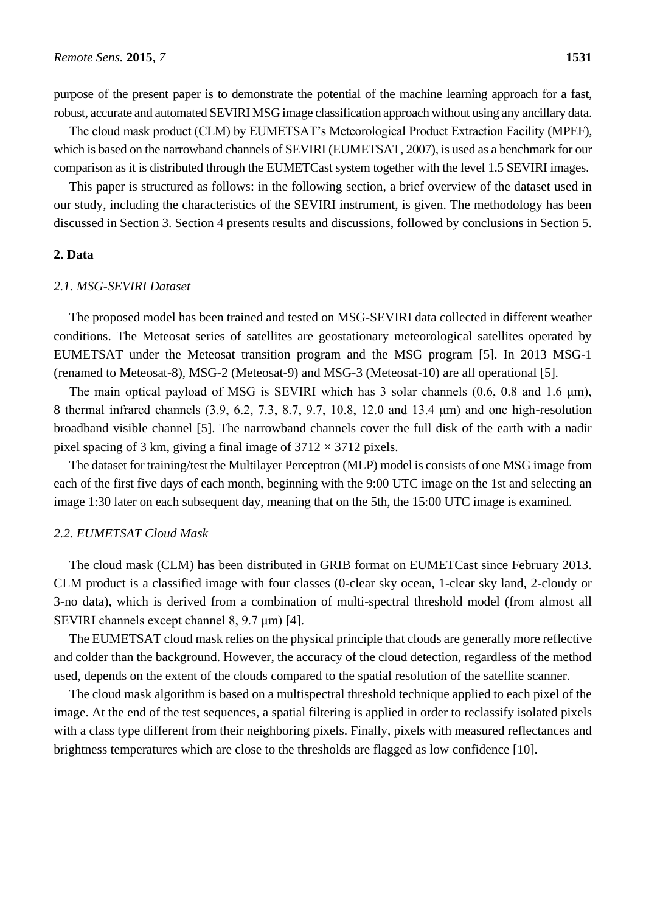purpose of the present paper is to demonstrate the potential of the machine learning approach for a fast, robust, accurate and automated SEVIRI MSG image classification approach without using any ancillary data.

The cloud mask product (CLM) by EUMETSAT's Meteorological Product Extraction Facility (MPEF), which is based on the narrowband channels of SEVIRI (EUMETSAT, 2007), is used as a benchmark for our comparison as it is distributed through the EUMETCast system together with the level 1.5 SEVIRI images.

This paper is structured as follows: in the following section, a brief overview of the dataset used in our study, including the characteristics of the SEVIRI instrument, is given. The methodology has been discussed in Section 3. Section 4 presents results and discussions, followed by conclusions in Section 5.

## 2. Data

### *2.1. MSG-SEVIRI Dataset*

The proposed model has been trained and tested on MSG-SEVIRI data collected in different weather conditions. The Meteosat series of satellites are geostationary meteorological satellites operated by EUMETSAT under the Meteosat transition program and the MSG program [5]. In 2013 MSG-1 (renamed to Meteosat-8), MSG-2 (Meteosat-9) and MSG-3 (Meteosat-10) are all operational [5].

The main optical payload of MSG is SEVIRI which has 3 solar channels (0.6, 0.8 and 1.6 μm), 8 thermal infrared channels (3.9, 6.2, 7.3, 8.7, 9.7, 10.8, 12.0 and 13.4 μm) and one high-resolution broadband visible channel [5]. The narrowband channels cover the full disk of the earth with a nadir pixel spacing of 3 km, giving a final image of $3712 \times 3712$ pixels.

The dataset for training/test the Multilayer Perceptron (MLP) model is consists of one MSG image from each of the first five days of each month, beginning with the 9:00 UTC image on the 1st and selecting an image 1:30 later on each subsequent day, meaning that on the 5th, the 15:00 UTC image is examined.

### *2.2. EUMETSAT Cloud Mask*

The cloud mask (CLM) has been distributed in GRIB format on EUMETCast since February 2013. CLM product is a classified image with four classes (0-clear sky ocean, 1-clear sky land, 2-cloudy or 3-no data), which is derived from a combination of multi-spectral threshold model (from almost all SEVIRI channels except channel 8, 9.7 μm) [4].

The EUMETSAT cloud mask relies on the physical principle that clouds are generally more reflective and colder than the background. However, the accuracy of the cloud detection, regardless of the method used, depends on the extent of the clouds compared to the spatial resolution of the satellite scanner.

The cloud mask algorithm is based on a multispectral threshold technique applied to each pixel of the image. At the end of the test sequences, a spatial filtering is applied in order to reclassify isolated pixels with a class type different from their neighboring pixels. Finally, pixels with measured reflectances and brightness temperatures which are close to the thresholds are flagged as low confidence [10].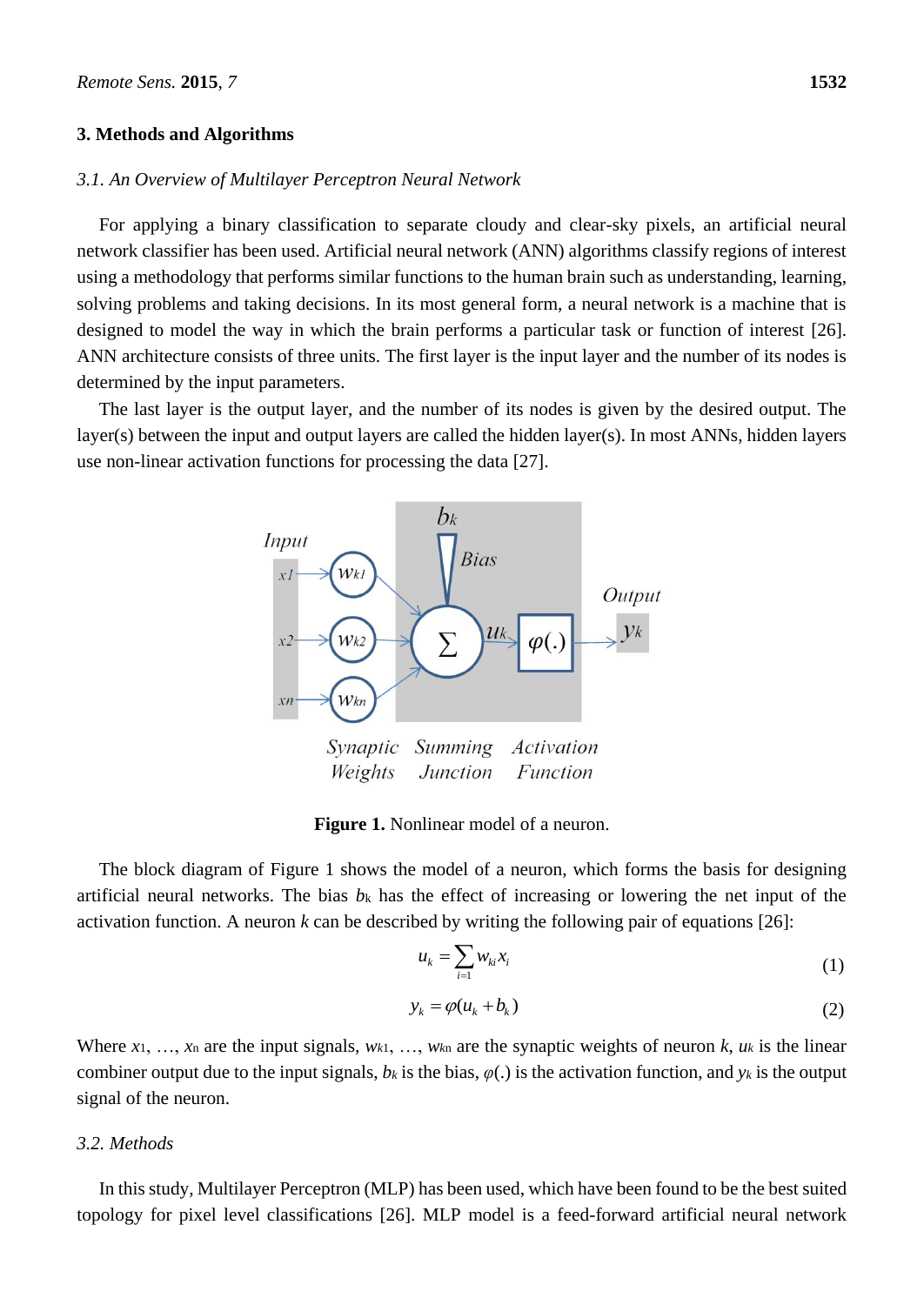## 3. Methods and Algorithms

### *3.1. An Overview of Multilayer Perceptron Neural Network*

For applying a binary classification to separate cloudy and clear-sky pixels, an artificial neural network classifier has been used. Artificial neural network (ANN) algorithms classify regions of interest using a methodology that performs similar functions to the human brain such as understanding, learning, solving problems and taking decisions. In its most general form, a neural network is a machine that is designed to model the way in which the brain performs a particular task or function of interest [26]. ANN architecture consists of three units. The first layer is the input layer and the number of its nodes is determined by the input parameters.

The last layer is the output layer, and the number of its nodes is given by the desired output. The layer(s) between the input and output layers are called the hidden layer(s). In most ANNs, hidden layers use non-linear activation functions for processing the data [27].

**Figure 1.** Nonlinear model of a neuron.

The block diagram of Figure 1 shows the model of a neuron, which forms the basis for designing artificial neural networks. The bias $b_k$ has the effect of increasing or lowering the net input of the activation function. A neuron $k$ can be described by writing the following pair of equations [26]:

$$u_k = \sum_{i=1} w_{ki} x_i \tag{1}$$

$$y_k = \varphi(u_k + b_k) \tag{2}$$

Where $x_1$, …, $x_n$ are the input signals, $w_{k1}$, …, $w_{kn}$ are the synaptic weights of neuron $k$, $u_k$ is the linear combiner output due to the input signals, $b_k$ is the bias, $\varphi(.)$ is the activation function, and $y_k$ is the output signal of the neuron.

### *3.2. Methods*

In this study, Multilayer Perceptron (MLP) has been used, which have been found to be the best suited topology for pixel level classifications [26]. MLP model is a feed-forward artificial neural network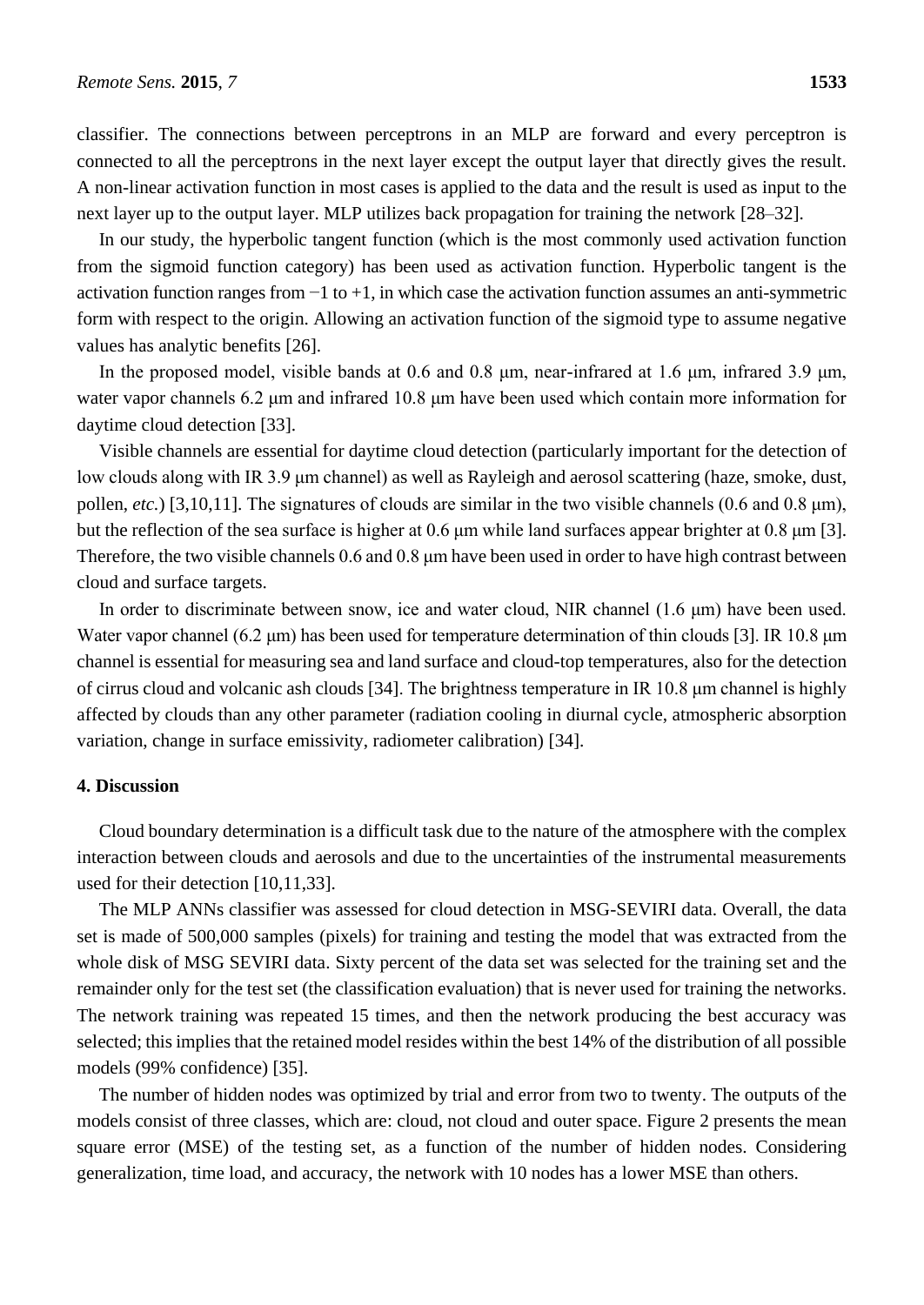classifier. The connections between perceptrons in an MLP are forward and every perceptron is connected to all the perceptrons in the next layer except the output layer that directly gives the result. A non-linear activation function in most cases is applied to the data and the result is used as input to the next layer up to the output layer. MLP utilizes back propagation for training the network [28–32].

In our study, the hyperbolic tangent function (which is the most commonly used activation function from the sigmoid function category) has been used as activation function. Hyperbolic tangent is the activation function ranges from −1 to +1, in which case the activation function assumes an anti-symmetric form with respect to the origin. Allowing an activation function of the sigmoid type to assume negative values has analytic benefits [26].

In the proposed model, visible bands at 0.6 and 0.8 μm, near-infrared at 1.6 μm, infrared 3.9 μm, water vapor channels 6.2 μm and infrared 10.8 μm have been used which contain more information for daytime cloud detection [33].

Visible channels are essential for daytime cloud detection (particularly important for the detection of low clouds along with IR 3.9 μm channel) as well as Rayleigh and aerosol scattering (haze, smoke, dust, pollen, *etc.*) [3,10,11]. The signatures of clouds are similar in the two visible channels (0.6 and 0.8 μm), but the reflection of the sea surface is higher at 0.6 μm while land surfaces appear brighter at 0.8 μm [3]. Therefore, the two visible channels 0.6 and 0.8 μm have been used in order to have high contrast between cloud and surface targets.

In order to discriminate between snow, ice and water cloud, NIR channel (1.6 μm) have been used. Water vapor channel (6.2 μm) has been used for temperature determination of thin clouds [3]. IR 10.8 μm channel is essential for measuring sea and land surface and cloud-top temperatures, also for the detection of cirrus cloud and volcanic ash clouds [34]. The brightness temperature in IR 10.8 μm channel is highly affected by clouds than any other parameter (radiation cooling in diurnal cycle, atmospheric absorption variation, change in surface emissivity, radiometer calibration) [34].

## 4. Discussion

Cloud boundary determination is a difficult task due to the nature of the atmosphere with the complex interaction between clouds and aerosols and due to the uncertainties of the instrumental measurements used for their detection [10,11,33].

The MLP ANNs classifier was assessed for cloud detection in MSG-SEVIRI data. Overall, the data set is made of 500,000 samples (pixels) for training and testing the model that was extracted from the whole disk of MSG SEVIRI data. Sixty percent of the data set was selected for the training set and the remainder only for the test set (the classification evaluation) that is never used for training the networks. The network training was repeated 15 times, and then the network producing the best accuracy was selected; this implies that the retained model resides within the best 14% of the distribution of all possible models (99% confidence) [35].

The number of hidden nodes was optimized by trial and error from two to twenty. The outputs of the models consist of three classes, which are: cloud, not cloud and outer space. Figure 2 presents the mean square error (MSE) of the testing set, as a function of the number of hidden nodes. Considering generalization, time load, and accuracy, the network with 10 nodes has a lower MSE than others.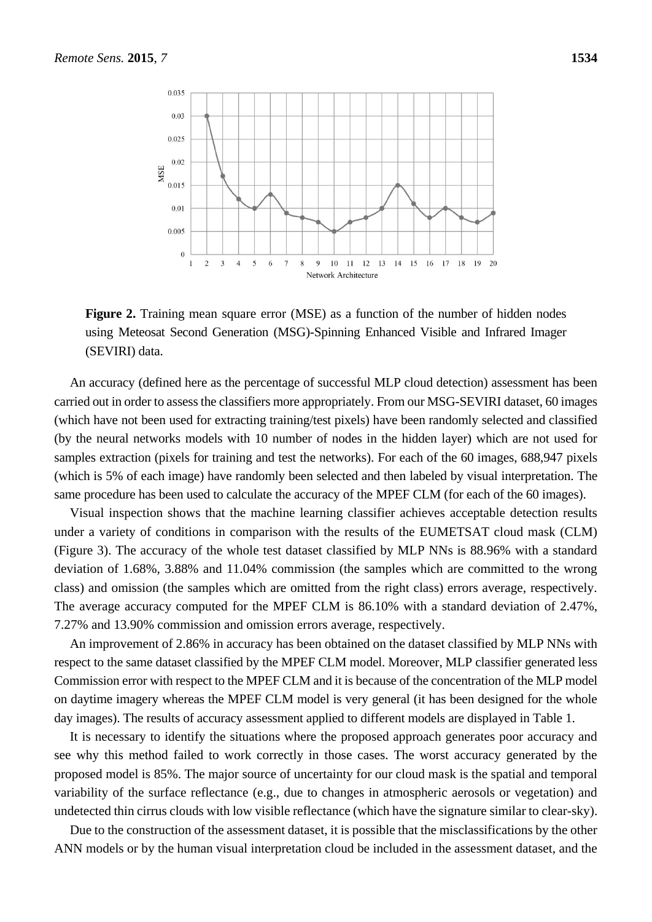**Figure 2.** Training mean square error (MSE) as a function of the number of hidden nodes using Meteosat Second Generation (MSG)-Spinning Enhanced Visible and Infrared Imager (SEVIRI) data.

An accuracy (defined here as the percentage of successful MLP cloud detection) assessment has been carried out in order to assess the classifiers more appropriately. From our MSG-SEVIRI dataset, 60 images (which have not been used for extracting training/test pixels) have been randomly selected and classified (by the neural networks models with 10 number of nodes in the hidden layer) which are not used for samples extraction (pixels for training and test the networks). For each of the 60 images, 688,947 pixels (which is 5% of each image) have randomly been selected and then labeled by visual interpretation. The same procedure has been used to calculate the accuracy of the MPEF CLM (for each of the 60 images).

Visual inspection shows that the machine learning classifier achieves acceptable detection results under a variety of conditions in comparison with the results of the EUMETSAT cloud mask (CLM) (Figure 3). The accuracy of the whole test dataset classified by MLP NNs is 88.96% with a standard deviation of 1.68%, 3.88% and 11.04% commission (the samples which are committed to the wrong class) and omission (the samples which are omitted from the right class) errors average, respectively. The average accuracy computed for the MPEF CLM is 86.10% with a standard deviation of 2.47%, 7.27% and 13.90% commission and omission errors average, respectively.

An improvement of 2.86% in accuracy has been obtained on the dataset classified by MLP NNs with respect to the same dataset classified by the MPEF CLM model. Moreover, MLP classifier generated less Commission error with respect to the MPEF CLM and it is because of the concentration of the MLP model on daytime imagery whereas the MPEF CLM model is very general (it has been designed for the whole day images). The results of accuracy assessment applied to different models are displayed in Table 1.

It is necessary to identify the situations where the proposed approach generates poor accuracy and see why this method failed to work correctly in those cases. The worst accuracy generated by the proposed model is 85%. The major source of uncertainty for our cloud mask is the spatial and temporal variability of the surface reflectance (e.g., due to changes in atmospheric aerosols or vegetation) and undetected thin cirrus clouds with low visible reflectance (which have the signature similar to clear-sky).

Due to the construction of the assessment dataset, it is possible that the misclassifications by the other ANN models or by the human visual interpretation cloud be included in the assessment dataset, and the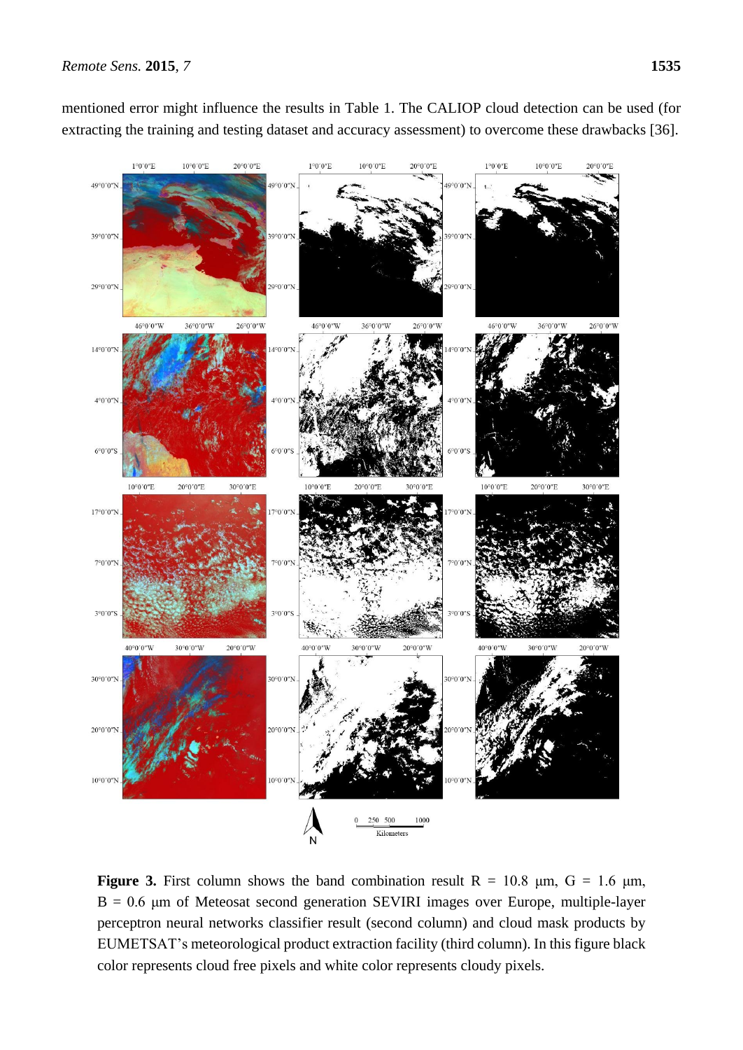mentioned error might influence the results in Table 1. The CALIOP cloud detection can be used (for extracting the training and testing dataset and accuracy assessment) to overcome these drawbacks [36].

**Figure 3.** First column shows the band combination result R = 10.8 μm, G = 1.6 μm, B = 0.6 μm of Meteosat second generation SEVIRI images over Europe, multiple-layer perceptron neural networks classifier result (second column) and cloud mask products by EUMETSAT's meteorological product extraction facility (third column). In this figure black color represents cloud free pixels and white color represents cloudy pixels.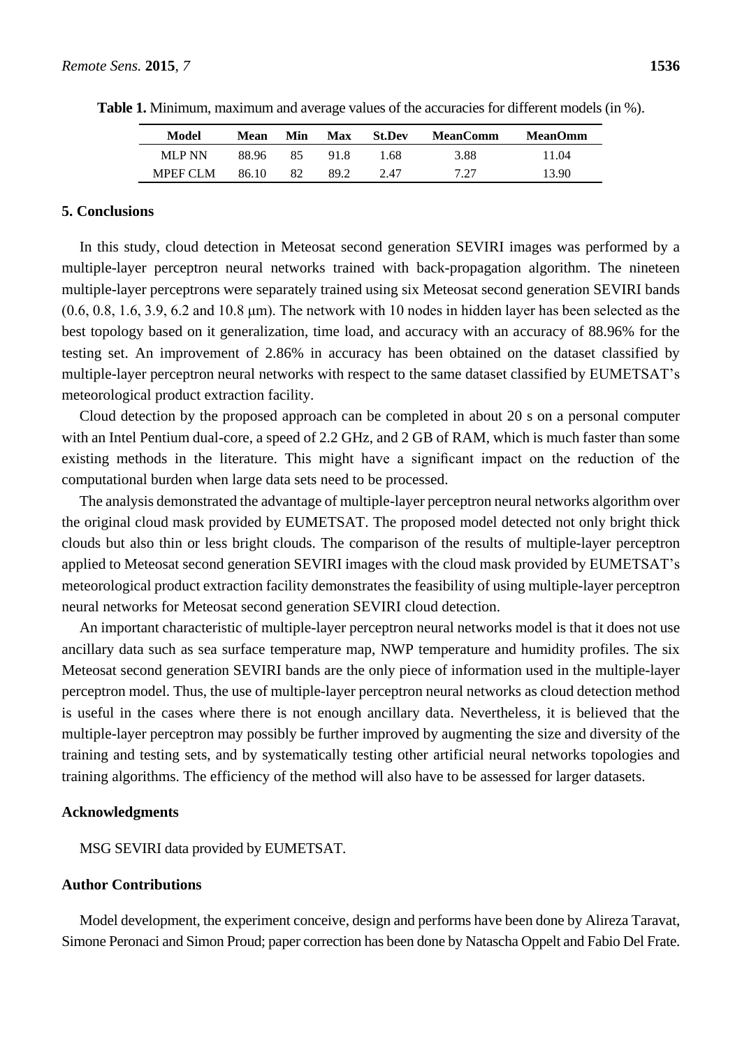**Table 1.** Minimum, maximum and average values of the accuracies for different models (in %).

| Model | Mean | Min | Max | St.Dev | MeanComm | MeanOmm |
|---|---|---|---|---|---|---|
| MLP NN | 88.96 | 85 | 91.8 | 1.68 | 3.88 | 11.04 |
| MPEF CLM | 86.10 | 82 | 89.2 | 2.47 | 7.27 | 13.90 |

## 5. Conclusions

In this study, cloud detection in Meteosat second generation SEVIRI images was performed by a multiple-layer perceptron neural networks trained with back-propagation algorithm. The nineteen multiple-layer perceptrons were separately trained using six Meteosat second generation SEVIRI bands (0.6, 0.8, 1.6, 3.9, 6.2 and 10.8 μm). The network with 10 nodes in hidden layer has been selected as the best topology based on it generalization, time load, and accuracy with an accuracy of 88.96% for the testing set. An improvement of 2.86% in accuracy has been obtained on the dataset classified by multiple-layer perceptron neural networks with respect to the same dataset classified by EUMETSAT's meteorological product extraction facility.

Cloud detection by the proposed approach can be completed in about 20 s on a personal computer with an Intel Pentium dual-core, a speed of 2.2 GHz, and 2 GB of RAM, which is much faster than some existing methods in the literature. This might have a significant impact on the reduction of the computational burden when large data sets need to be processed.

The analysis demonstrated the advantage of multiple-layer perceptron neural networks algorithm over the original cloud mask provided by EUMETSAT. The proposed model detected not only bright thick clouds but also thin or less bright clouds. The comparison of the results of multiple-layer perceptron applied to Meteosat second generation SEVIRI images with the cloud mask provided by EUMETSAT's meteorological product extraction facility demonstrates the feasibility of using multiple-layer perceptron neural networks for Meteosat second generation SEVIRI cloud detection.

An important characteristic of multiple-layer perceptron neural networks model is that it does not use ancillary data such as sea surface temperature map, NWP temperature and humidity profiles. The six Meteosat second generation SEVIRI bands are the only piece of information used in the multiple-layer perceptron model. Thus, the use of multiple-layer perceptron neural networks as cloud detection method is useful in the cases where there is not enough ancillary data. Nevertheless, it is believed that the multiple-layer perceptron may possibly be further improved by augmenting the size and diversity of the training and testing sets, and by systematically testing other artificial neural networks topologies and training algorithms. The efficiency of the method will also have to be assessed for larger datasets.

## Acknowledgments

MSG SEVIRI data provided by EUMETSAT.

## Author Contributions

Model development, the experiment conceive, design and performs have been done by Alireza Taravat, Simone Peronaci and Simon Proud; paper correction has been done by Natascha Oppelt and Fabio Del Frate.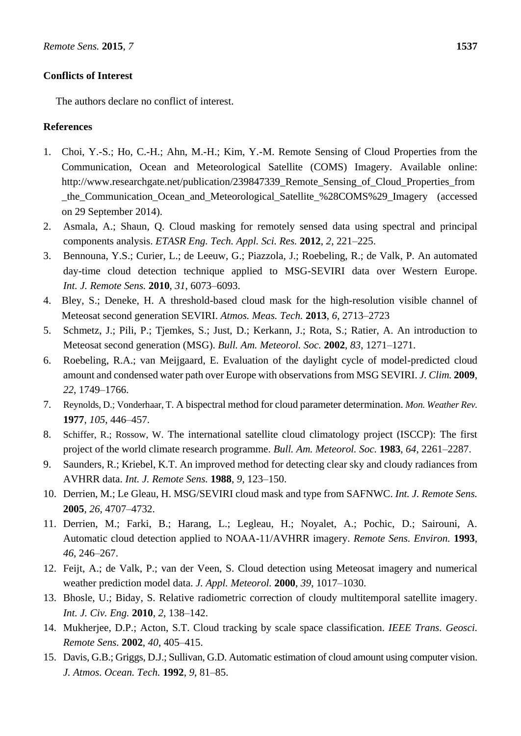## Conflicts of Interest

The authors declare no conflict of interest.

## References

1. Choi, Y.-S.; Ho, C.-H.; Ahn, M.-H.; Kim, Y.-M. Remote Sensing of Cloud Properties from the Communication, Ocean and Meteorological Satellite (COMS) Imagery. Available online: http://www.researchgate.net/publication/239847339_Remote_Sensing_of_Cloud_Properties_from_the_Communication_Ocean_and_Meteorological_Satellite_%28COMS%29_Imagery (accessed on 29 September 2014).
2. Asmala, A.; Shaun, Q. Cloud masking for remotely sensed data using spectral and principal components analysis. *ETASR Eng. Tech. Appl. Sci. Res.* **2012**, *2*, 221–225.
3. Bennouna, Y.S.; Curier, L.; de Leeuw, G.; Piazzola, J.; Roebeling, R.; de Valk, P. An automated day-time cloud detection technique applied to MSG-SEVIRI data over Western Europe. *Int. J. Remote Sens.* **2010**, *31*, 6073–6093.
4. Bley, S.; Deneke, H. A threshold-based cloud mask for the high-resolution visible channel of Meteosat second generation SEVIRI. *Atmos. Meas. Tech.* **2013**, *6*, 2713–2723
5. Schmetz, J.; Pili, P.; Tjemkes, S.; Just, D.; Kerkann, J.; Rota, S.; Ratier, A. An introduction to Meteosat second generation (MSG). *Bull. Am. Meteorol. Soc.* **2002**, *83*, 1271–1271.
6. Roebeling, R.A.; van Meijgaard, E. Evaluation of the daylight cycle of model-predicted cloud amount and condensed water path over Europe with observations from MSG SEVIRI. *J. Clim.* **2009**, *22*, 1749–1766.
7. Reynolds, D.; Vonderhaar, T. A bispectral method for cloud parameter determination. *Mon. Weather Rev.* **1977**, *105*, 446–457.
8. Schiffer, R.; Rossow, W. The international satellite cloud climatology project (ISCCP): The first project of the world climate research programme. *Bull. Am. Meteorol. Soc.* **1983**, *64*, 2261–2287.
9. Saunders, R.; Kriebel, K.T. An improved method for detecting clear sky and cloudy radiances from AVHRR data. *Int. J. Remote Sens.* **1988**, *9*, 123–150.
10. Derrien, M.; Le Gleau, H. MSG/SEVIRI cloud mask and type from SAFNWC. *Int. J. Remote Sens.* **2005**, *26*, 4707–4732.
11. Derrien, M.; Farki, B.; Harang, L.; Legleau, H.; Noyalet, A.; Pochic, D.; Sairouni, A. Automatic cloud detection applied to NOAA-11/AVHRR imagery. *Remote Sens. Environ.* **1993**, *46*, 246–267.
12. Feijt, A.; de Valk, P.; van der Veen, S. Cloud detection using Meteosat imagery and numerical weather prediction model data. *J. Appl. Meteorol.* **2000**, *39*, 1017–1030.
13. Bhosle, U.; Biday, S. Relative radiometric correction of cloudy multitemporal satellite imagery. *Int. J. Civ. Eng.* **2010**, *2*, 138–142.
14. Mukherjee, D.P.; Acton, S.T. Cloud tracking by scale space classification. *IEEE Trans. Geosci. Remote Sens.* **2002**, *40*, 405–415.
15. Davis, G.B.; Griggs, D.J.; Sullivan, G.D. Automatic estimation of cloud amount using computer vision. *J. Atmos. Ocean. Tech.* **1992**, *9*, 81–85.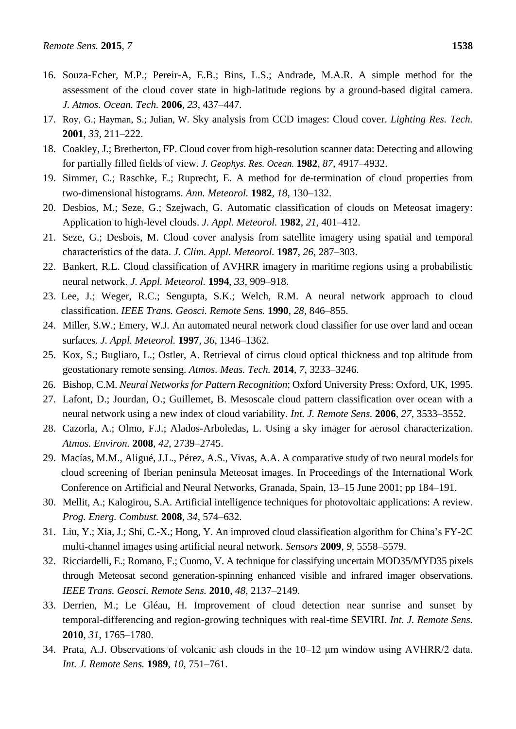16. Souza-Echer, M.P.; Pereir-A, E.B.; Bins, L.S.; Andrade, M.A.R. A simple method for the assessment of the cloud cover state in high-latitude regions by a ground-based digital camera. *J. Atmos. Ocean. Tech.* **2006**, *23*, 437–447.
17. Roy, G.; Hayman, S.; Julian, W. Sky analysis from CCD images: Cloud cover. *Lighting Res. Tech.* **2001**, *33*, 211–222.
18. Coakley, J.; Bretherton, FP. Cloud cover from high-resolution scanner data: Detecting and allowing for partially filled fields of view. *J. Geophys. Res. Ocean.* **1982**, *87*, 4917–4932.
19. Simmer, C.; Raschke, E.; Ruprecht, E. A method for de-termination of cloud properties from two-dimensional histograms. *Ann. Meteorol.* **1982**, *18*, 130–132.
20. Desbios, M.; Seze, G.; Szejwach, G. Automatic classification of clouds on Meteosat imagery: Application to high-level clouds. *J. Appl. Meteorol.* **1982**, *21*, 401–412.
21. Seze, G.; Desbois, M. Cloud cover analysis from satellite imagery using spatial and temporal characteristics of the data. *J. Clim. Appl. Meteorol.* **1987**, *26*, 287–303.
22. Bankert, R.L. Cloud classification of AVHRR imagery in maritime regions using a probabilistic neural network. *J. Appl. Meteorol.* **1994**, *33*, 909–918.
23. Lee, J.; Weger, R.C.; Sengupta, S.K.; Welch, R.M. A neural network approach to cloud classification. *IEEE Trans. Geosci. Remote Sens.* **1990**, *28*, 846–855.
24. Miller, S.W.; Emery, W.J. An automated neural network cloud classifier for use over land and ocean surfaces. *J. Appl. Meteorol.* **1997**, *36*, 1346–1362.
25. Kox, S.; Bugliaro, L.; Ostler, A. Retrieval of cirrus cloud optical thickness and top altitude from geostationary remote sensing. *Atmos. Meas. Tech.* **2014**, *7*, 3233–3246.
26. Bishop, C.M. *Neural Networks for Pattern Recognition*; Oxford University Press: Oxford, UK, 1995.
27. Lafont, D.; Jourdan, O.; Guillemet, B. Mesoscale cloud pattern classification over ocean with a neural network using a new index of cloud variability. *Int. J. Remote Sens.* **2006**, *27*, 3533–3552.
28. Cazorla, A.; Olmo, F.J.; Alados-Arboledas, L. Using a sky imager for aerosol characterization. *Atmos. Environ.* **2008**, *42*, 2739–2745.
29. Macías, M.M., Aligué, J.L., Pérez, A.S., Vivas, A.A. A comparative study of two neural models for cloud screening of Iberian peninsula Meteosat images. In Proceedings of the International Work Conference on Artificial and Neural Networks, Granada, Spain, 13–15 June 2001; pp 184–191.
30. Mellit, A.; Kalogirou, S.A. Artificial intelligence techniques for photovoltaic applications: A review. *Prog. Energ. Combust.* **2008**, *34*, 574–632.
31. Liu, Y.; Xia, J.; Shi, C.-X.; Hong, Y. An improved cloud classification algorithm for China's FY-2C multi-channel images using artificial neural network. *Sensors* **2009**, *9*, 5558–5579.
32. Ricciardelli, E.; Romano, F.; Cuomo, V. A technique for classifying uncertain MOD35/MYD35 pixels through Meteosat second generation-spinning enhanced visible and infrared imager observations. *IEEE Trans. Geosci. Remote Sens.* **2010**, *48*, 2137–2149.
33. Derrien, M.; Le Gléau, H. Improvement of cloud detection near sunrise and sunset by temporal-differencing and region-growing techniques with real-time SEVIRI. *Int. J. Remote Sens.* **2010**, *31*, 1765–1780.
34. Prata, A.J. Observations of volcanic ash clouds in the 10–12 μm window using AVHRR/2 data. *Int. J. Remote Sens.* **1989**, *10*, 751–761.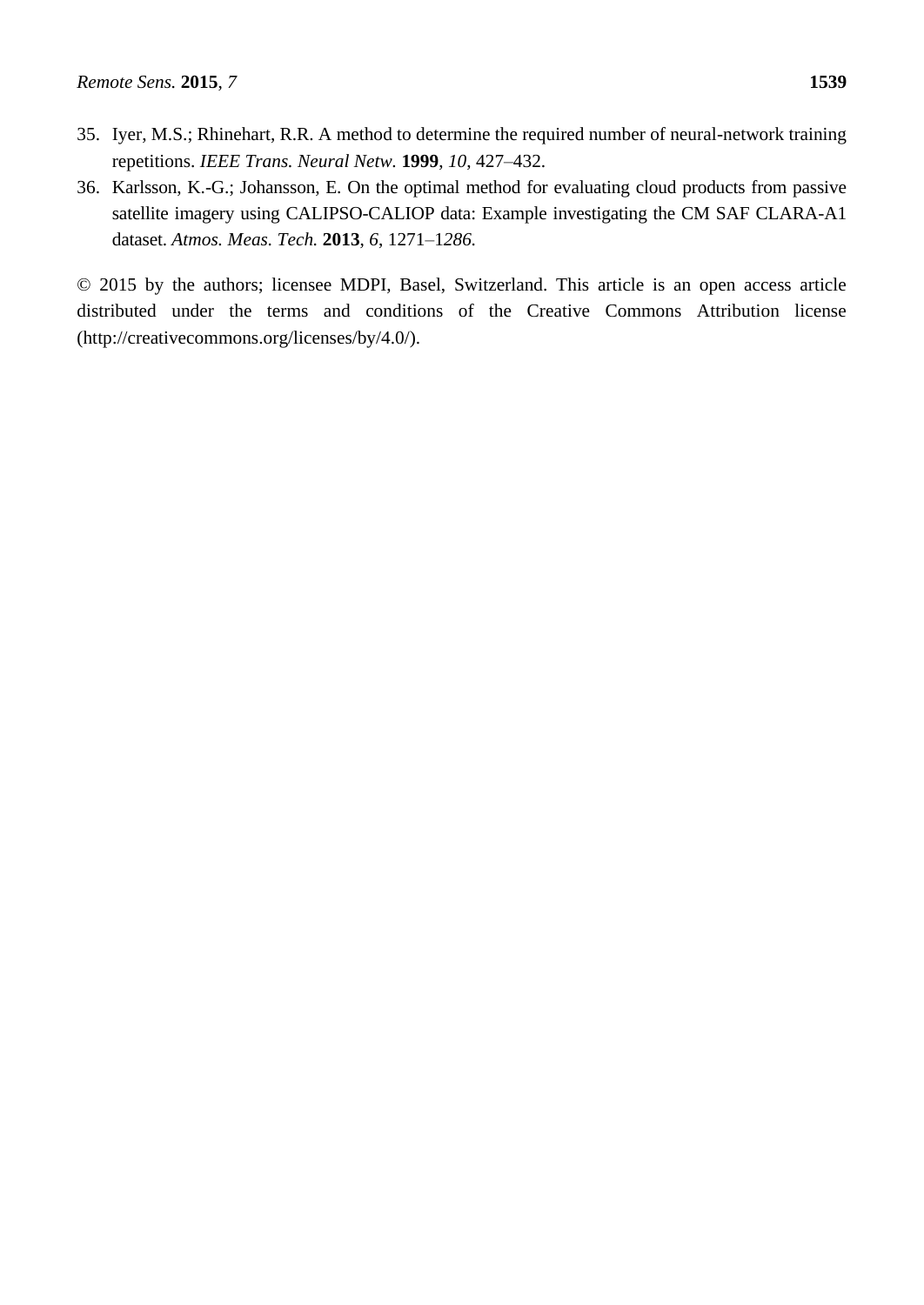35. Iyer, M.S.; Rhinehart, R.R. A method to determine the required number of neural-network training repetitions. *IEEE Trans. Neural Netw.* **1999**, *10*, 427–432.
36. Karlsson, K.-G.; Johansson, E. On the optimal method for evaluating cloud products from passive satellite imagery using CALIPSO-CALIOP data: Example investigating the CM SAF CLARA-A1 dataset. *Atmos. Meas. Tech.* **2013**, *6*, 1271–1286.

© 2015 by the authors; licensee MDPI, Basel, Switzerland. This article is an open access article distributed under the terms and conditions of the Creative Commons Attribution license (http://creativecommons.org/licenses/by/4.0/).